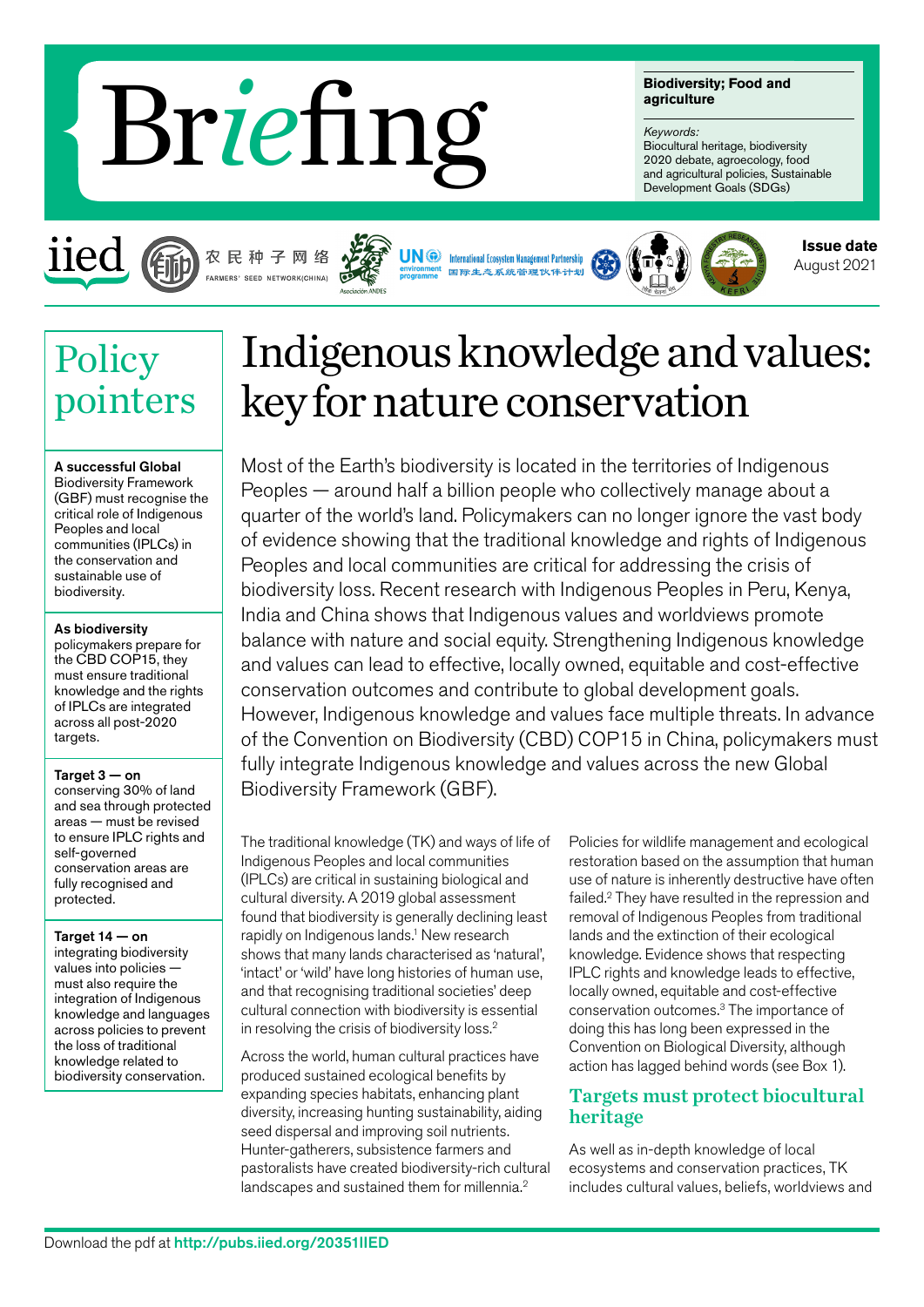# Briefing

**Biodiversity; Food and agriculture**

*Keywords:*
Biocultural heritage, biodiversity 2020 debate, agroecology, food and agricultural policies, Sustainable Development Goals (SDGs)

iied | 农民种子网络 FARMERS' SEED NETWORK(CHINA) | Asociación ANDES | UN environment programme | International Ecosystem Management Partnership 国际生态系统管理伙伴计划 | KEFRI

**Issue date**
August 2021

## Policy pointers

**A successful Global** Biodiversity Framework (GBF) must recognise the critical role of Indigenous Peoples and local communities (IPLCs) in the conservation and sustainable use of biodiversity.

**As biodiversity** policymakers prepare for the CBD COP15, they must ensure traditional knowledge and the rights of IPLCs are integrated across all post-2020 targets.

**Target 3 — on** conserving 30% of land and sea through protected areas — must be revised to ensure IPLC rights and self-governed conservation areas are fully recognised and protected.

**Target 14 — on** integrating biodiversity values into policies — must also require the integration of Indigenous knowledge and languages across policies to prevent the loss of traditional knowledge related to biodiversity conservation.

# Indigenous knowledge and values: key for nature conservation

Most of the Earth's biodiversity is located in the territories of Indigenous Peoples — around half a billion people who collectively manage about a quarter of the world's land. Policymakers can no longer ignore the vast body of evidence showing that the traditional knowledge and rights of Indigenous Peoples and local communities are critical for addressing the crisis of biodiversity loss. Recent research with Indigenous Peoples in Peru, Kenya, India and China shows that Indigenous values and worldviews promote balance with nature and social equity. Strengthening Indigenous knowledge and values can lead to effective, locally owned, equitable and cost-effective conservation outcomes and contribute to global development goals. However, Indigenous knowledge and values face multiple threats. In advance of the Convention on Biodiversity (CBD) COP15 in China, policymakers must fully integrate Indigenous knowledge and values across the new Global Biodiversity Framework (GBF).

The traditional knowledge (TK) and ways of life of Indigenous Peoples and local communities (IPLCs) are critical in sustaining biological and cultural diversity. A 2019 global assessment found that biodiversity is generally declining least rapidly on Indigenous lands.[1] New research shows that many lands characterised as 'natural', 'intact' or 'wild' have long histories of human use, and that recognising traditional societies' deep cultural connection with biodiversity is essential in resolving the crisis of biodiversity loss.[2]

Across the world, human cultural practices have produced sustained ecological benefits by expanding species habitats, enhancing plant diversity, increasing hunting sustainability, aiding seed dispersal and improving soil nutrients. Hunter-gatherers, subsistence farmers and pastoralists have created biodiversity-rich cultural landscapes and sustained them for millennia.[2]

Policies for wildlife management and ecological restoration based on the assumption that human use of nature is inherently destructive have often failed.[2] They have resulted in the repression and removal of Indigenous Peoples from traditional lands and the extinction of their ecological knowledge. Evidence shows that respecting IPLC rights and knowledge leads to effective, locally owned, equitable and cost-effective conservation outcomes.[3] The importance of doing this has long been expressed in the Convention on Biological Diversity, although action has lagged behind words (see Box 1).

## Targets must protect biocultural heritage

As well as in-depth knowledge of local ecosystems and conservation practices, TK includes cultural values, beliefs, worldviews and

Download the pdf at **http://pubs.iied.org/20351IIED**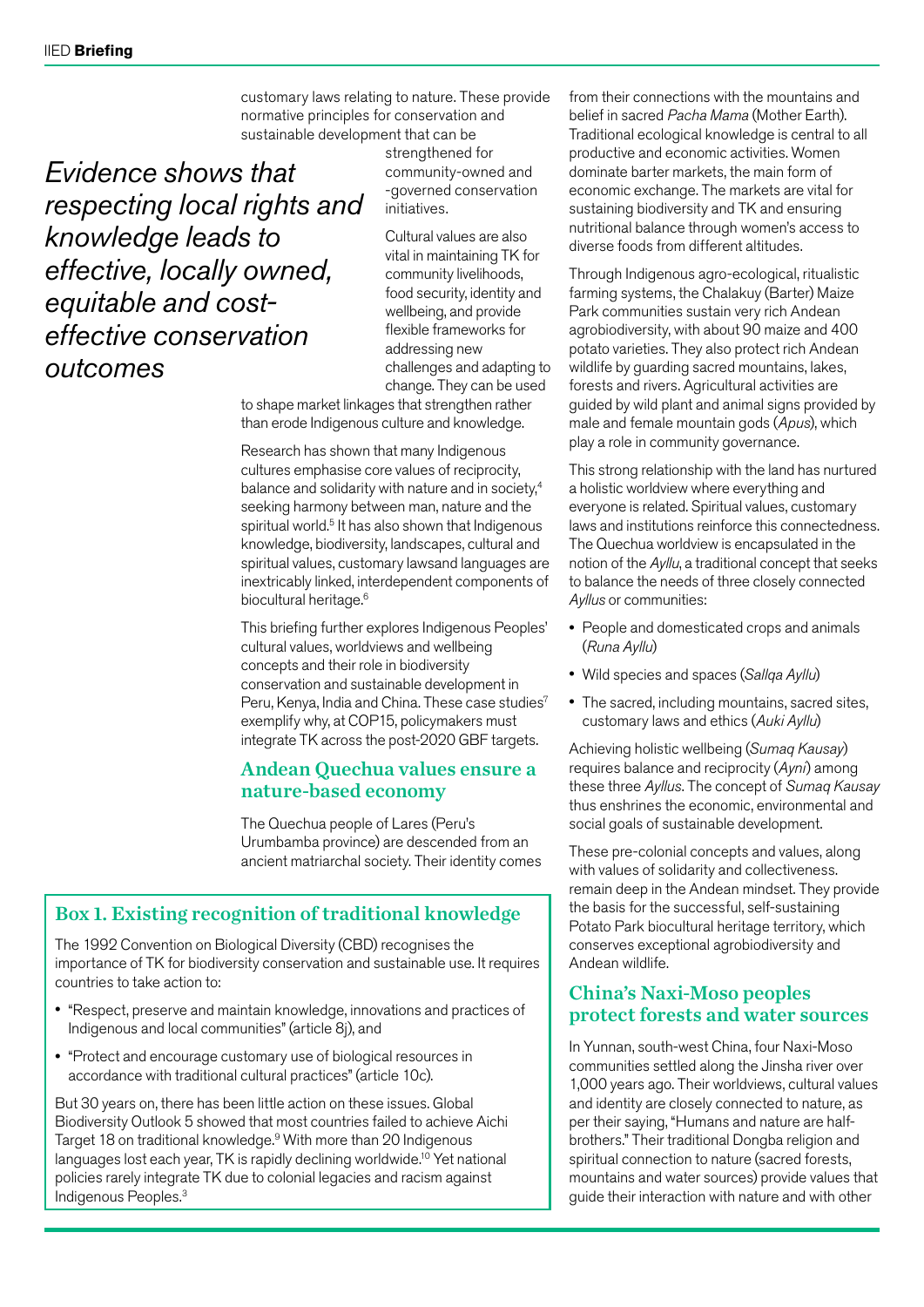customary laws relating to nature. These provide normative principles for conservation and sustainable development that can be strengthened for community-owned and -governed conservation initiatives.

*Evidence shows that respecting local rights and knowledge leads to effective, locally owned, equitable and cost-effective conservation outcomes*

Cultural values are also vital in maintaining TK for community livelihoods, food security, identity and wellbeing, and provide flexible frameworks for addressing new challenges and adapting to change. They can be used to shape market linkages that strengthen rather than erode Indigenous culture and knowledge.

Research has shown that many Indigenous cultures emphasise core values of reciprocity, balance and solidarity with nature and in society,[4] seeking harmony between man, nature and the spiritual world.[5] It has also shown that Indigenous knowledge, biodiversity, landscapes, cultural and spiritual values, customary lawsand languages are inextricably linked, interdependent components of biocultural heritage.[6]

This briefing further explores Indigenous Peoples' cultural values, worldviews and wellbeing concepts and their role in biodiversity conservation and sustainable development in Peru, Kenya, India and China. These case studies[7] exemplify why, at COP15, policymakers must integrate TK across the post-2020 GBF targets.

## Andean Quechua values ensure a nature-based economy

The Quechua people of Lares (Peru's Urumbamba province) are descended from an ancient matriarchal society. Their identity comes from their connections with the mountains and belief in sacred *Pacha Mama* (Mother Earth). Traditional ecological knowledge is central to all productive and economic activities. Women dominate barter markets, the main form of economic exchange. The markets are vital for sustaining biodiversity and TK and ensuring nutritional balance through women's access to diverse foods from different altitudes.

Through Indigenous agro-ecological, ritualistic farming systems, the Chalakuy (Barter) Maize Park communities sustain very rich Andean agrobiodiversity, with about 90 maize and 400 potato varieties. They also protect rich Andean wildlife by guarding sacred mountains, lakes, forests and rivers. Agricultural activities are guided by wild plant and animal signs provided by male and female mountain gods (*Apus*), which play a role in community governance.

This strong relationship with the land has nurtured a holistic worldview where everything and everyone is related. Spiritual values, customary laws and institutions reinforce this connectedness. The Quechua worldview is encapsulated in the notion of the *Ayllu*, a traditional concept that seeks to balance the needs of three closely connected *Ayllus* or communities:

- People and domesticated crops and animals (*Runa Ayllu*)
- Wild species and spaces (*Sallqa Ayllu*)
- The sacred, including mountains, sacred sites, customary laws and ethics (*Auki Ayllu*)

Achieving holistic wellbeing (*Sumaq Kausay*) requires balance and reciprocity (*Ayni*) among these three *Ayllus*. The concept of *Sumaq Kausay* thus enshrines the economic, environmental and social goals of sustainable development.

These pre-colonial concepts and values, along with values of solidarity and collectiveness. remain deep in the Andean mindset. They provide the basis for the successful, self-sustaining Potato Park biocultural heritage territory, which conserves exceptional agrobiodiversity and Andean wildlife.

## China's Naxi-Moso peoples protect forests and water sources

In Yunnan, south-west China, four Naxi-Moso communities settled along the Jinsha river over 1,000 years ago. Their worldviews, cultural values and identity are closely connected to nature, as per their saying, "Humans and nature are half-brothers." Their traditional Dongba religion and spiritual connection to nature (sacred forests, mountains and water sources) provide values that guide their interaction with nature and with other

### Box 1. Existing recognition of traditional knowledge

The 1992 Convention on Biological Diversity (CBD) recognises the importance of TK for biodiversity conservation and sustainable use. It requires countries to take action to:

- "Respect, preserve and maintain knowledge, innovations and practices of Indigenous and local communities" (article 8j), and
- "Protect and encourage customary use of biological resources in accordance with traditional cultural practices" (article 10c).

But 30 years on, there has been little action on these issues. Global Biodiversity Outlook 5 showed that most countries failed to achieve Aichi Target 18 on traditional knowledge.[9] With more than 20 Indigenous languages lost each year, TK is rapidly declining worldwide.[10] Yet national policies rarely integrate TK due to colonial legacies and racism against Indigenous Peoples.[3]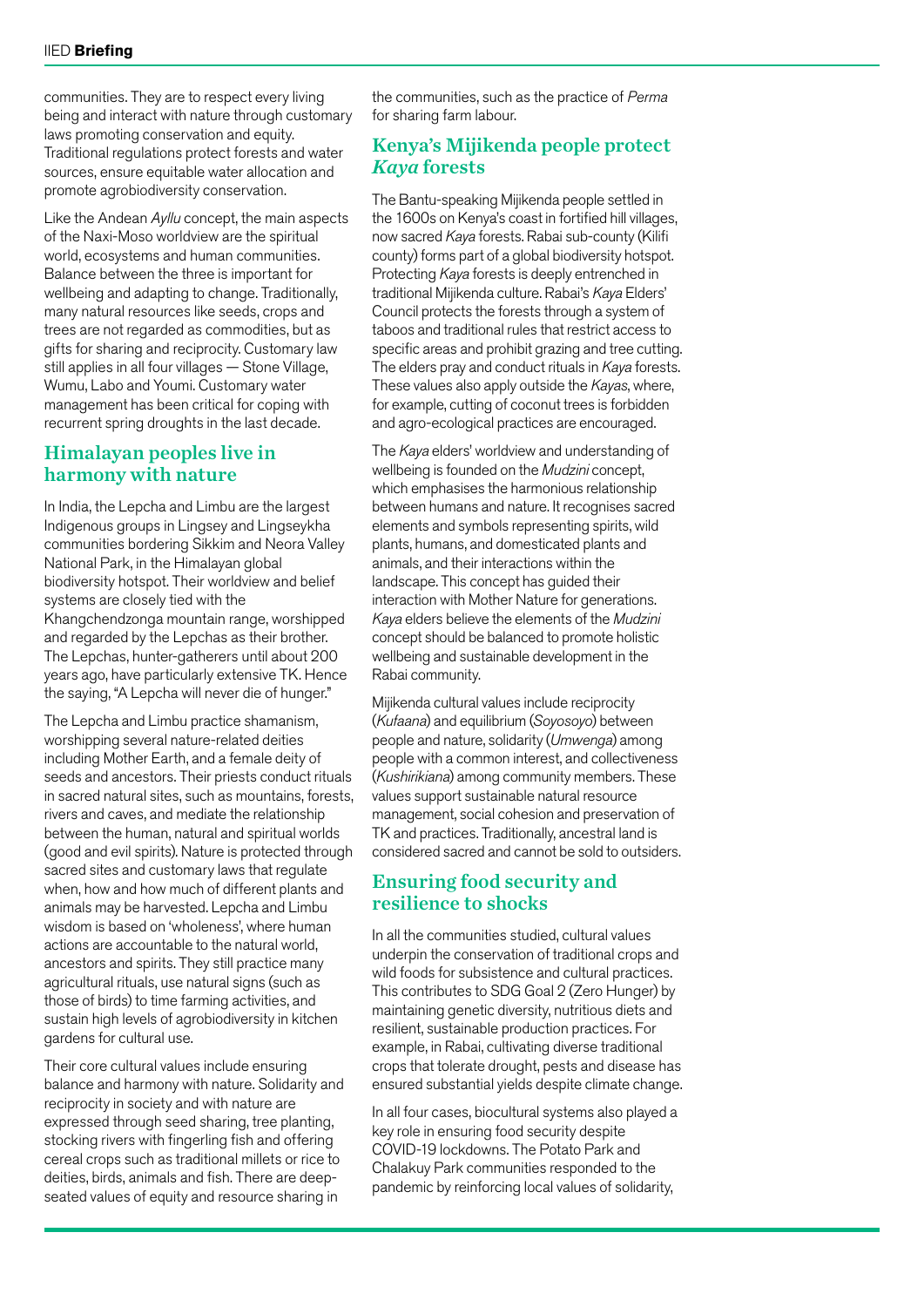communities. They are to respect every living being and interact with nature through customary laws promoting conservation and equity. Traditional regulations protect forests and water sources, ensure equitable water allocation and promote agrobiodiversity conservation.

Like the Andean *Ayllu* concept, the main aspects of the Naxi-Moso worldview are the spiritual world, ecosystems and human communities. Balance between the three is important for wellbeing and adapting to change. Traditionally, many natural resources like seeds, crops and trees are not regarded as commodities, but as gifts for sharing and reciprocity. Customary law still applies in all four villages — Stone Village, Wumu, Labo and Youmi. Customary water management has been critical for coping with recurrent spring droughts in the last decade.

## Himalayan peoples live in harmony with nature

In India, the Lepcha and Limbu are the largest Indigenous groups in Lingsey and Lingseykha communities bordering Sikkim and Neora Valley National Park, in the Himalayan global biodiversity hotspot. Their worldview and belief systems are closely tied with the Khangchendzonga mountain range, worshipped and regarded by the Lepchas as their brother. The Lepchas, hunter-gatherers until about 200 years ago, have particularly extensive TK. Hence the saying, "A Lepcha will never die of hunger."

The Lepcha and Limbu practice shamanism, worshipping several nature-related deities including Mother Earth, and a female deity of seeds and ancestors. Their priests conduct rituals in sacred natural sites, such as mountains, forests, rivers and caves, and mediate the relationship between the human, natural and spiritual worlds (good and evil spirits). Nature is protected through sacred sites and customary laws that regulate when, how and how much of different plants and animals may be harvested. Lepcha and Limbu wisdom is based on 'wholeness', where human actions are accountable to the natural world, ancestors and spirits. They still practice many agricultural rituals, use natural signs (such as those of birds) to time farming activities, and sustain high levels of agrobiodiversity in kitchen gardens for cultural use.

Their core cultural values include ensuring balance and harmony with nature. Solidarity and reciprocity in society and with nature are expressed through seed sharing, tree planting, stocking rivers with fingerling fish and offering cereal crops such as traditional millets or rice to deities, birds, animals and fish. There are deep-seated values of equity and resource sharing in the communities, such as the practice of *Perma* for sharing farm labour.

## Kenya's Mijikenda people protect *Kaya* forests

The Bantu-speaking Mijikenda people settled in the 1600s on Kenya's coast in fortified hill villages, now sacred *Kaya* forests. Rabai sub-county (Kilifi county) forms part of a global biodiversity hotspot. Protecting *Kaya* forests is deeply entrenched in traditional Mijikenda culture. Rabai's *Kaya* Elders' Council protects the forests through a system of taboos and traditional rules that restrict access to specific areas and prohibit grazing and tree cutting. The elders pray and conduct rituals in *Kaya* forests. These values also apply outside the *Kayas*, where, for example, cutting of coconut trees is forbidden and agro-ecological practices are encouraged.

The *Kaya* elders' worldview and understanding of wellbeing is founded on the *Mudzini* concept, which emphasises the harmonious relationship between humans and nature. It recognises sacred elements and symbols representing spirits, wild plants, humans, and domesticated plants and animals, and their interactions within the landscape. This concept has guided their interaction with Mother Nature for generations. *Kaya* elders believe the elements of the *Mudzini* concept should be balanced to promote holistic wellbeing and sustainable development in the Rabai community.

Mijikenda cultural values include reciprocity (*Kufaana*) and equilibrium (*Soyosoyo*) between people and nature, solidarity (*Umwenga*) among people with a common interest, and collectiveness (*Kushirikiana*) among community members. These values support sustainable natural resource management, social cohesion and preservation of TK and practices. Traditionally, ancestral land is considered sacred and cannot be sold to outsiders.

## Ensuring food security and resilience to shocks

In all the communities studied, cultural values underpin the conservation of traditional crops and wild foods for subsistence and cultural practices. This contributes to SDG Goal 2 (Zero Hunger) by maintaining genetic diversity, nutritious diets and resilient, sustainable production practices. For example, in Rabai, cultivating diverse traditional crops that tolerate drought, pests and disease has ensured substantial yields despite climate change.

In all four cases, biocultural systems also played a key role in ensuring food security despite COVID-19 lockdowns. The Potato Park and Chalakuy Park communities responded to the pandemic by reinforcing local values of solidarity,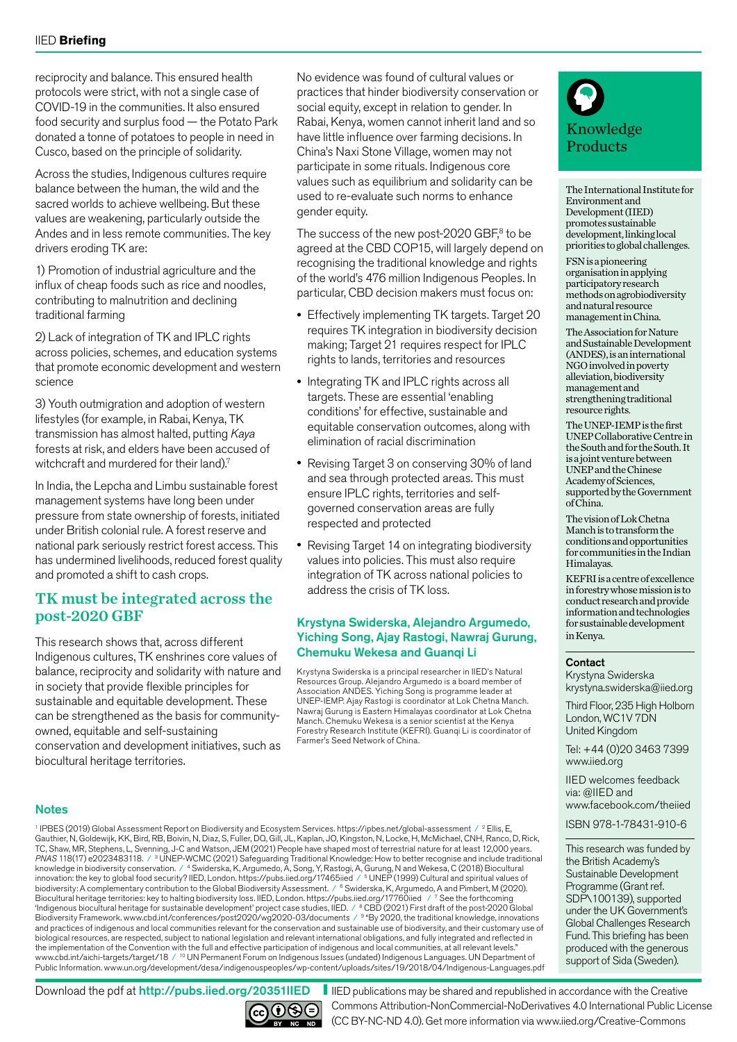reciprocity and balance. This ensured health protocols were strict, with not a single case of COVID-19 in the communities. It also ensured food security and surplus food — the Potato Park donated a tonne of potatoes to people in need in Cusco, based on the principle of solidarity.

Across the studies, Indigenous cultures require balance between the human, the wild and the sacred worlds to achieve wellbeing. But these values are weakening, particularly outside the Andes and in less remote communities. The key drivers eroding TK are:

1) Promotion of industrial agriculture and the influx of cheap foods such as rice and noodles, contributing to malnutrition and declining traditional farming

2) Lack of integration of TK and IPLC rights across policies, schemes, and education systems that promote economic development and western science

3) Youth outmigration and adoption of western lifestyles (for example, in Rabai, Kenya, TK transmission has almost halted, putting *Kaya* forests at risk, and elders have been accused of witchcraft and murdered for their land).[7]

In India, the Lepcha and Limbu sustainable forest management systems have long been under pressure from state ownership of forests, initiated under British colonial rule. A forest reserve and national park seriously restrict forest access. This has undermined livelihoods, reduced forest quality and promoted a shift to cash crops.

## TK must be integrated across the post-2020 GBF

This research shows that, across different Indigenous cultures, TK enshrines core values of balance, reciprocity and solidarity with nature and in society that provide flexible principles for sustainable and equitable development. These can be strengthened as the basis for community-owned, equitable and self-sustaining conservation and development initiatives, such as biocultural heritage territories.

No evidence was found of cultural values or practices that hinder biodiversity conservation or social equity, except in relation to gender. In Rabai, Kenya, women cannot inherit land and so have little influence over farming decisions. In China's Naxi Stone Village, women may not participate in some rituals. Indigenous core values such as equilibrium and solidarity can be used to re-evaluate such norms to enhance gender equity.

The success of the new post-2020 GBF,[8] to be agreed at the CBD COP15, will largely depend on recognising the traditional knowledge and rights of the world's 476 million Indigenous Peoples. In particular, CBD decision makers must focus on:

- Effectively implementing TK targets. Target 20 requires TK integration in biodiversity decision making; Target 21 requires respect for IPLC rights to lands, territories and resources
- Integrating TK and IPLC rights across all targets. These are essential 'enabling conditions' for effective, sustainable and equitable conservation outcomes, along with elimination of racial discrimination
- Revising Target 3 on conserving 30% of land and sea through protected areas. This must ensure IPLC rights, territories and self-governed conservation areas are fully respected and protected
- Revising Target 14 on integrating biodiversity values into policies. This must also require integration of TK across national policies to address the crisis of TK loss.

**Krystyna Swiderska, Alejandro Argumedo, Yiching Song, Ajay Rastogi, Nawraj Gurung, Chemuku Wekesa and Guanqi Li**

Krystyna Swiderska is a principal researcher in IIED's Natural Resources Group. Alejandro Argumedo is a board member of Association ANDES. Yiching Song is programme leader at UNEP-IEMP. Ajay Rastogi is coordinator at Lok Chetna Manch. Nawraj Gurung is Eastern Himalayas coordinator at Lok Chetna Manch. Chemuku Wekesa is a senior scientist at the Kenya Forestry Research Institute (KEFRI). Guanqi Li is coordinator of Farmer's Seed Network of China.

### Knowledge Products

The International Institute for Environment and Development (IIED) promotes sustainable development, linking local priorities to global challenges.

FSN is a pioneering organisation in applying participatory research methods on agrobiodiversity and natural resource management in China.

The Association for Nature and Sustainable Development (ANDES), is an international NGO involved in poverty alleviation, biodiversity management and strengthening traditional resource rights.

The UNEP-IEMP is the first UNEP Collaborative Centre in the South and for the South. It is a joint venture between UNEP and the Chinese Academy of Sciences, supported by the Government of China.

The vision of Lok Chetna Manch is to transform the conditions and opportunities for communities in the Indian Himalayas.

KEFRI is a centre of excellence in forestry whose mission is to conduct research and provide information and technologies for sustainable development in Kenya.

**Contact**

Krystyna Swiderska
krystyna.swiderska@iied.org

Third Floor, 235 High Holborn
London, WC1V 7DN
United Kingdom

Tel: +44 (0)20 3463 7399
www.iied.org

IIED welcomes feedback via: @IIED and www.facebook.com/theiied

ISBN 978-1-78431-910-6

This research was funded by the British Academy's Sustainable Development Programme (Grant ref. SDP\100139), supported under the UK Government's Global Challenges Research Fund. This briefing has been produced with the generous support of Sida (Sweden).

### Notes

[1] IPBES (2019) Global Assessment Report on Biodiversity and Ecosystem Services. https://ipbes.net/global-assessment / [2] Ellis, E, Gauthier, N, Goldewijk, KK, Bird, RB, Boivin, N, Diaz, S, Fuller, DQ, Gill, JL, Kaplan, JO, Kingston, N, Locke, H, McMichael, CNH, Ranco, D, Rick, TC, Shaw, MR, Stephens, L, Svenning, J-C and Watson, JEM (2021) People have shaped most of terrestrial nature for at least 12,000 years. *PNAS* 118(17) e2023483118. / [3] UNEP-WCMC (2021) Safeguarding Traditional Knowledge: How to better recognise and include traditional knowledge in biodiversity conservation. / [4] Swiderska, K, Argumedo, A, Song, Y, Rastogi, A, Gurung, N and Wekesa, C (2018) Biocultural innovation: the key to global food security? IIED, London. https://pubs.iied.org/17465iied / [5] UNEP (1999) Cultural and spiritual values of biodiversity: A complementary contribution to the Global Biodiversity Assessment. / [6] Swiderska, K, Argumedo, A and Pimbert, M (2020). Biocultural heritage territories: key to halting biodiversity loss. IIED, London. https://pubs.iied.org/17760iied / [7] See the forthcoming 'Indigenous biocultural heritage for sustainable development' project case studies, IIED. / [8] CBD (2021) First draft of the post-2020 Global Biodiversity Framework. www.cbd.int/conferences/post2020/wg2020-03/documents / [9] "By 2020, the traditional knowledge, innovations and practices of indigenous and local communities relevant for the conservation and sustainable use of biodiversity, and their customary use of biological resources, are respected, subject to national legislation and relevant international obligations, and fully integrated and reflected in the implementation of the Convention with the full and effective participation of indigenous and local communities, at all relevant levels." www.cbd.int/aichi-targets/target/18 / [10] UN Permanent Forum on Indigenous Issues (undated) Indigenous Languages. UN Department of Public Information. www.un.org/development/desa/indigenouspeoples/wp-content/uploads/sites/19/2018/04/Indigenous-Languages.pdf

Download the pdf at **http://pubs.iied.org/20351IIED**

IIED publications may be shared and republished in accordance with the Creative Commons Attribution-NonCommercial-NoDerivatives 4.0 International Public License (CC BY-NC-ND 4.0). Get more information via www.iied.org/Creative-Commons